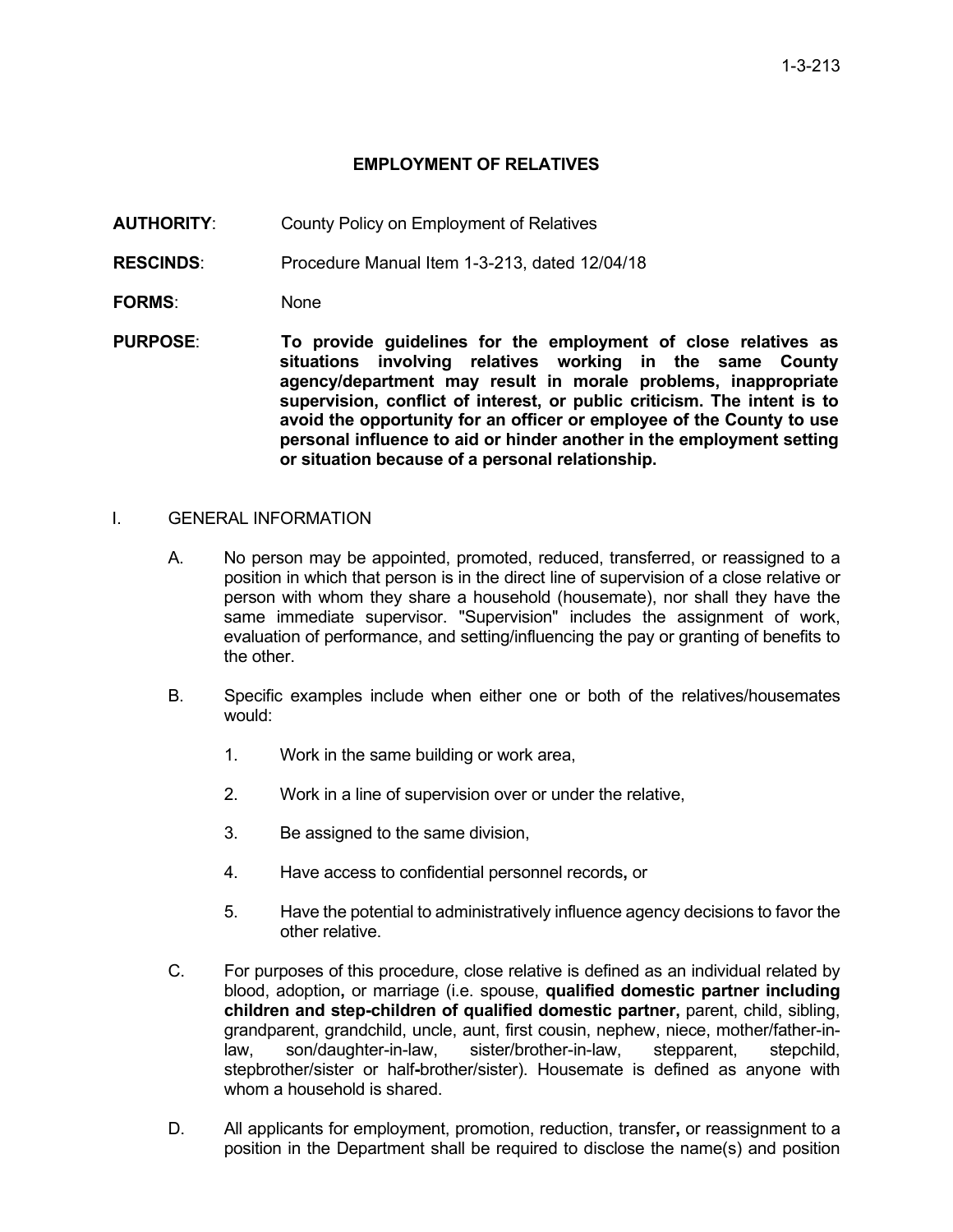# EMPLOYMENT OF RELATIVES

**AUTHORITY**: County Policy on Employment of Relatives

**RESCINDS**: Procedure Manual Item 1-3-213, dated 12/04/18

**FORMS**: None

**PURPOSE**: **To provide guidelines for the employment of close relatives as situations involving relatives working in the same County agency/department may result in morale problems, inappropriate supervision, conflict of interest, or public criticism. The intent is to avoid the opportunity for an officer or employee of the County to use personal influence to aid or hinder another in the employment setting or situation because of a personal relationship.**

## I. GENERAL INFORMATION

A. No person may be appointed, promoted, reduced, transferred, or reassigned to a position in which that person is in the direct line of supervision of a close relative or person with whom they share a household (housemate), nor shall they have the same immediate supervisor. "Supervision" includes the assignment of work, evaluation of performance, and setting/influencing the pay or granting of benefits to the other.

B. Specific examples include when either one or both of the relatives/housemates would:

1. Work in the same building or work area,
2. Work in a line of supervision over or under the relative,
3. Be assigned to the same division,
4. Have access to confidential personnel records**,** or
5. Have the potential to administratively influence agency decisions to favor the other relative.

C. For purposes of this procedure, close relative is defined as an individual related by blood, adoption**,** or marriage (i.e. spouse, **qualified domestic partner including children and step-children of qualified domestic partner,** parent, child, sibling, grandparent, grandchild, uncle, aunt, first cousin, nephew, niece, mother/father-in-law, son/daughter-in-law, sister/brother-in-law, stepparent, stepchild, stepbrother/sister or half**-**brother/sister). Housemate is defined as anyone with whom a household is shared.

D. All applicants for employment, promotion, reduction, transfer**,** or reassignment to a position in the Department shall be required to disclose the name(s) and position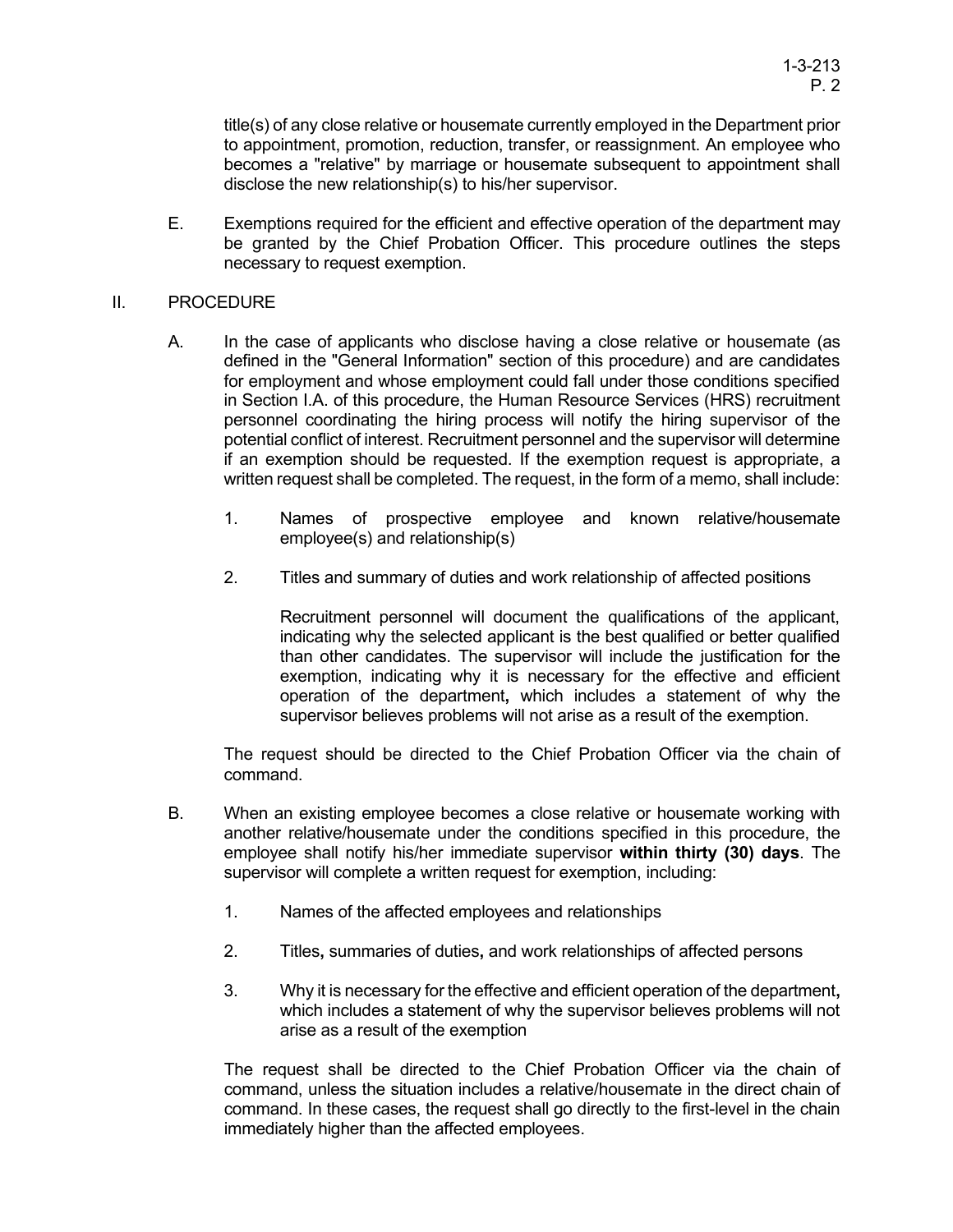title(s) of any close relative or housemate currently employed in the Department prior to appointment, promotion, reduction, transfer, or reassignment. An employee who becomes a "relative" by marriage or housemate subsequent to appointment shall disclose the new relationship(s) to his/her supervisor.

E. Exemptions required for the efficient and effective operation of the department may be granted by the Chief Probation Officer. This procedure outlines the steps necessary to request exemption.

## II. PROCEDURE

A. In the case of applicants who disclose having a close relative or housemate (as defined in the "General Information" section of this procedure) and are candidates for employment and whose employment could fall under those conditions specified in Section I.A. of this procedure, the Human Resource Services (HRS) recruitment personnel coordinating the hiring process will notify the hiring supervisor of the potential conflict of interest. Recruitment personnel and the supervisor will determine if an exemption should be requested. If the exemption request is appropriate, a written request shall be completed. The request, in the form of a memo, shall include:

1. Names of prospective employee and known relative/housemate employee(s) and relationship(s)

2. Titles and summary of duties and work relationship of affected positions

   Recruitment personnel will document the qualifications of the applicant, indicating why the selected applicant is the best qualified or better qualified than other candidates. The supervisor will include the justification for the exemption, indicating why it is necessary for the effective and efficient operation of the department**,** which includes a statement of why the supervisor believes problems will not arise as a result of the exemption.

The request should be directed to the Chief Probation Officer via the chain of command.

B. When an existing employee becomes a close relative or housemate working with another relative/housemate under the conditions specified in this procedure, the employee shall notify his/her immediate supervisor **within thirty (30) days**. The supervisor will complete a written request for exemption, including:

1. Names of the affected employees and relationships

2. Titles**,** summaries of duties**,** and work relationships of affected persons

3. Why it is necessary for the effective and efficient operation of the department**,** which includes a statement of why the supervisor believes problems will not arise as a result of the exemption

The request shall be directed to the Chief Probation Officer via the chain of command, unless the situation includes a relative/housemate in the direct chain of command. In these cases, the request shall go directly to the first-level in the chain immediately higher than the affected employees.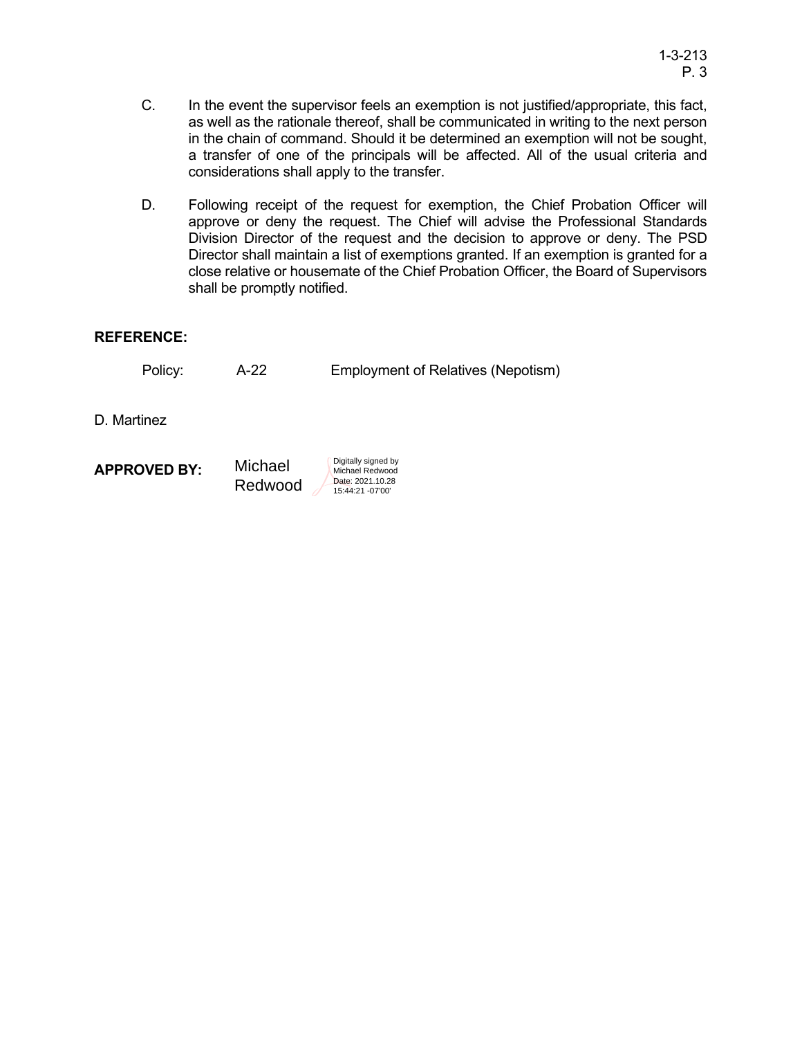C. In the event the supervisor feels an exemption is not justified/appropriate, this fact, as well as the rationale thereof, shall be communicated in writing to the next person in the chain of command. Should it be determined an exemption will not be sought, a transfer of one of the principals will be affected. All of the usual criteria and considerations shall apply to the transfer.

D. Following receipt of the request for exemption, the Chief Probation Officer will approve or deny the request. The Chief will advise the Professional Standards Division Director of the request and the decision to approve or deny. The PSD Director shall maintain a list of exemptions granted. If an exemption is granted for a close relative or housemate of the Chief Probation Officer, the Board of Supervisors shall be promptly notified.

**REFERENCE:**

Policy: A-22 Employment of Relatives (Nepotism)

D. Martinez

**APPROVED BY:** Michael Redwood

Digitally signed by Michael Redwood
Date: 2021.10.28 15:44:21 -07'00'